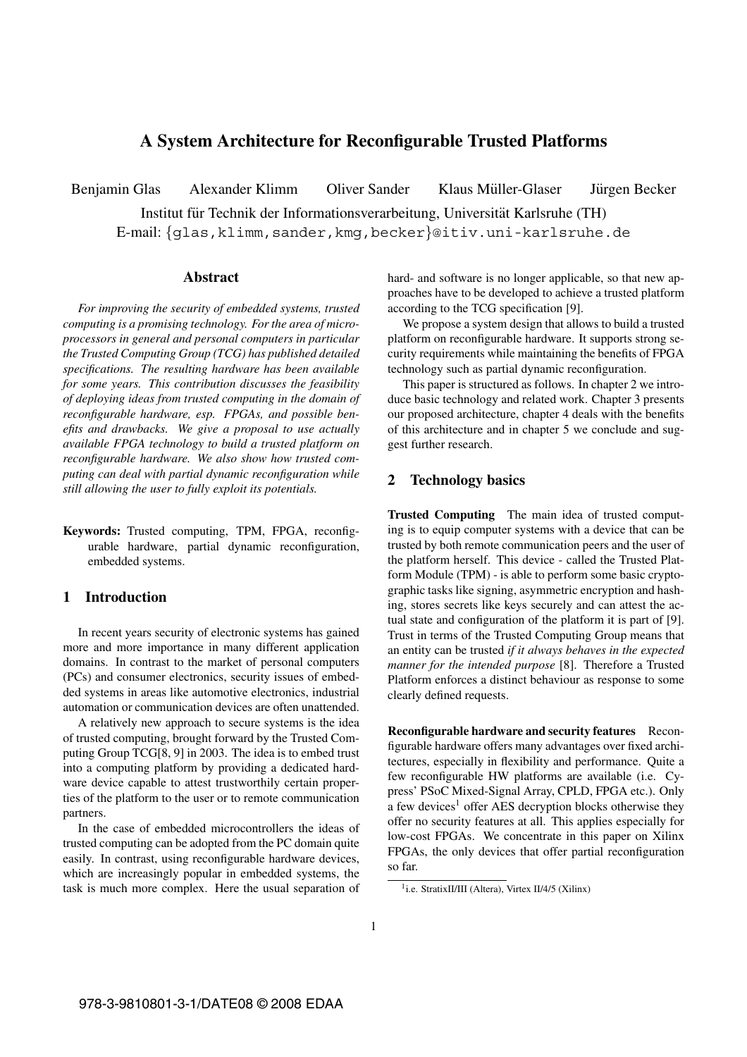# A System Architecture for Reconfigurable Trusted Platforms

Benjamin Glas Alexander Klimm Oliver Sander Klaus Müller-Glaser Jürgen Becker

Institut für Technik der Informationsverarbeitung, Universität Karlsruhe (TH)

E-mail: {glas,klimm,sander,kmg,becker}@itiv.uni-karlsruhe.de

## Abstract

*For improving the security of embedded systems, trusted computing is a promising technology. For the area of microprocessors in general and personal computers in particular the Trusted Computing Group (TCG) has published detailed specifications. The resulting hardware has been available for some years. This contribution discusses the feasibility of deploying ideas from trusted computing in the domain of reconfigurable hardware, esp. FPGAs, and possible benefits and drawbacks. We give a proposal to use actually available FPGA technology to build a trusted platform on reconfigurable hardware. We also show how trusted computing can deal with partial dynamic reconfiguration while still allowing the user to fully exploit its potentials.*

**Keywords:** Trusted computing, TPM, FPGA, reconfigurable hardware, partial dynamic reconfiguration, embedded systems.

## 1 Introduction

In recent years security of electronic systems has gained more and more importance in many different application domains. In contrast to the market of personal computers (PCs) and consumer electronics, security issues of embedded systems in areas like automotive electronics, industrial automation or communication devices are often unattended.

A relatively new approach to secure systems is the idea of trusted computing, brought forward by the Trusted Computing Group TCG[8, 9] in 2003. The idea is to embed trust into a computing platform by providing a dedicated hardware device capable to attest trustworthily certain properties of the platform to the user or to remote communication partners.

In the case of embedded microcontrollers the ideas of trusted computing can be adopted from the PC domain quite easily. In contrast, using reconfigurable hardware devices, which are increasingly popular in embedded systems, the task is much more complex. Here the usual separation of hard- and software is no longer applicable, so that new approaches have to be developed to achieve a trusted platform according to the TCG specification [9].

We propose a system design that allows to build a trusted platform on reconfigurable hardware. It supports strong security requirements while maintaining the benefits of FPGA technology such as partial dynamic reconfiguration.

This paper is structured as follows. In chapter 2 we introduce basic technology and related work. Chapter 3 presents our proposed architecture, chapter 4 deals with the benefits of this architecture and in chapter 5 we conclude and suggest further research.

## 2 Technology basics

**Trusted Computing** The main idea of trusted computing is to equip computer systems with a device that can be trusted by both remote communication peers and the user of the platform herself. This device - called the Trusted Platform Module (TPM) - is able to perform some basic cryptographic tasks like signing, asymmetric encryption and hashing, stores secrets like keys securely and can attest the actual state and configuration of the platform it is part of [9]. Trust in terms of the Trusted Computing Group means that an entity can be trusted *if it always behaves in the expected manner for the intended purpose* [8]. Therefore a Trusted Platform enforces a distinct behaviour as response to some clearly defined requests.

**Reconfigurable hardware and security features** Reconfigurable hardware offers many advantages over fixed architectures, especially in flexibility and performance. Quite a few reconfigurable HW platforms are available (i.e. Cypress' PSoC Mixed-Signal Array, CPLD, FPGA etc.). Only a few devices[1] offer AES decryption blocks otherwise they offer no security features at all. This applies especially for low-cost FPGAs. We concentrate in this paper on Xilinx FPGAs, the only devices that offer partial reconfiguration so far.

[1] i.e. StratixII/III (Altera), Virtex II/4/5 (Xilinx)

978-3-9810801-3-1/DATE08 © 2008 EDAA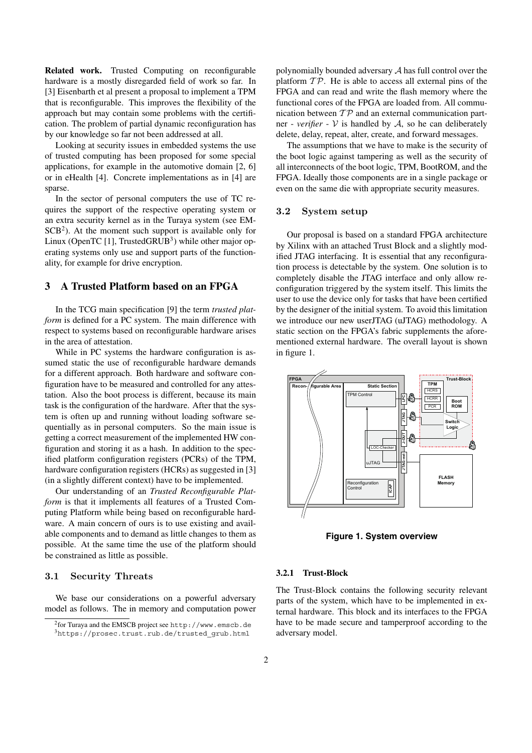**Related work.** Trusted Computing on reconfigurable hardware is a mostly disregarded field of work so far. In [3] Eisenbarth et al present a proposal to implement a TPM that is reconfigurable. This improves the flexibility of the approach but may contain some problems with the certification. The problem of partial dynamic reconfiguration has by our knowledge so far not been addressed at all.

Looking at security issues in embedded systems the use of trusted computing has been proposed for some special applications, for example in the automotive domain [2, 6] or in eHealth [4]. Concrete implementations as in [4] are sparse.

In the sector of personal computers the use of TC requires the support of the respective operating system or an extra security kernel as in the Turaya system (see EMSCB[2]). At the moment such support is available only for Linux (OpenTC [1], TrustedGRUB[3]) while other major operating systems only use and support parts of the functionality, for example for drive encryption.

## 3 A Trusted Platform based on an FPGA

In the TCG main specification [9] the term *trusted platform* is defined for a PC system. The main difference with respect to systems based on reconfigurable hardware arises in the area of attestation.

While in PC systems the hardware configuration is assumed static the use of reconfigurable hardware demands for a different approach. Both hardware and software configuration have to be measured and controlled for any attestation. Also the boot process is different, because its main task is the configuration of the hardware. After that the system is often up and running without loading software sequentially as in personal computers. So the main issue is getting a correct measurement of the implemented HW configuration and storing it as a hash. In addition to the specified platform configuration registers (PCRs) of the TPM, hardware configuration registers (HCRs) as suggested in [3] (in a slightly different context) have to be implemented.

Our understanding of an *Trusted Reconfigurable Platform* is that it implements all features of a Trusted Computing Platform while being based on reconfigurable hardware. A main concern of ours is to use existing and available components and to demand as little changes to them as possible. At the same time the use of the platform should be constrained as little as possible.

### 3.1 Security Threats

We base our considerations on a powerful adversary model as follows. The in memory and computation power polynomially bounded adversary $\mathcal{A}$ has full control over the platform $\mathcal{TP}$. He is able to access all external pins of the FPGA and can read and write the flash memory where the functional cores of the FPGA are loaded from. All communication between $\mathcal{TP}$ and an external communication partner - *verifier* - $\mathcal{V}$ is handled by $\mathcal{A}$, so he can deliberately delete, delay, repeat, alter, create, and forward messages.

The assumptions that we have to make is the security of the boot logic against tampering as well as the security of all interconnects of the boot logic, TPM, BootROM, and the FPGA. Ideally those components are in a single package or even on the same die with appropriate security measures.

### 3.2 System setup

Our proposal is based on a standard FPGA architecture by Xilinx with an attached Trust Block and a slightly modified JTAG interfacing. It is essential that any reconfiguration process is detectable by the system. One solution is to completely disable the JTAG interface and only allow reconfiguration triggered by the system itself. This limits the user to use the device only for tasks that have been certified by the designer of the initial system. To avoid this limitation we introduce our new userJTAG (uJTAG) methodology. A static section on the FPGA's fabric supplements the aforementioned external hardware. The overall layout is shown in figure 1.

**Figure 1. System overview**

#### 3.2.1 Trust-Block

The Trust-Block contains the following security relevant parts of the system, which have to be implemented in external hardware. This block and its interfaces to the FPGA have to be made secure and tamperproof according to the adversary model.

[2] for Turaya and the EMSCB project see http://www.emscb.de

[3] https://prosec.trust.rub.de/trusted_grub.html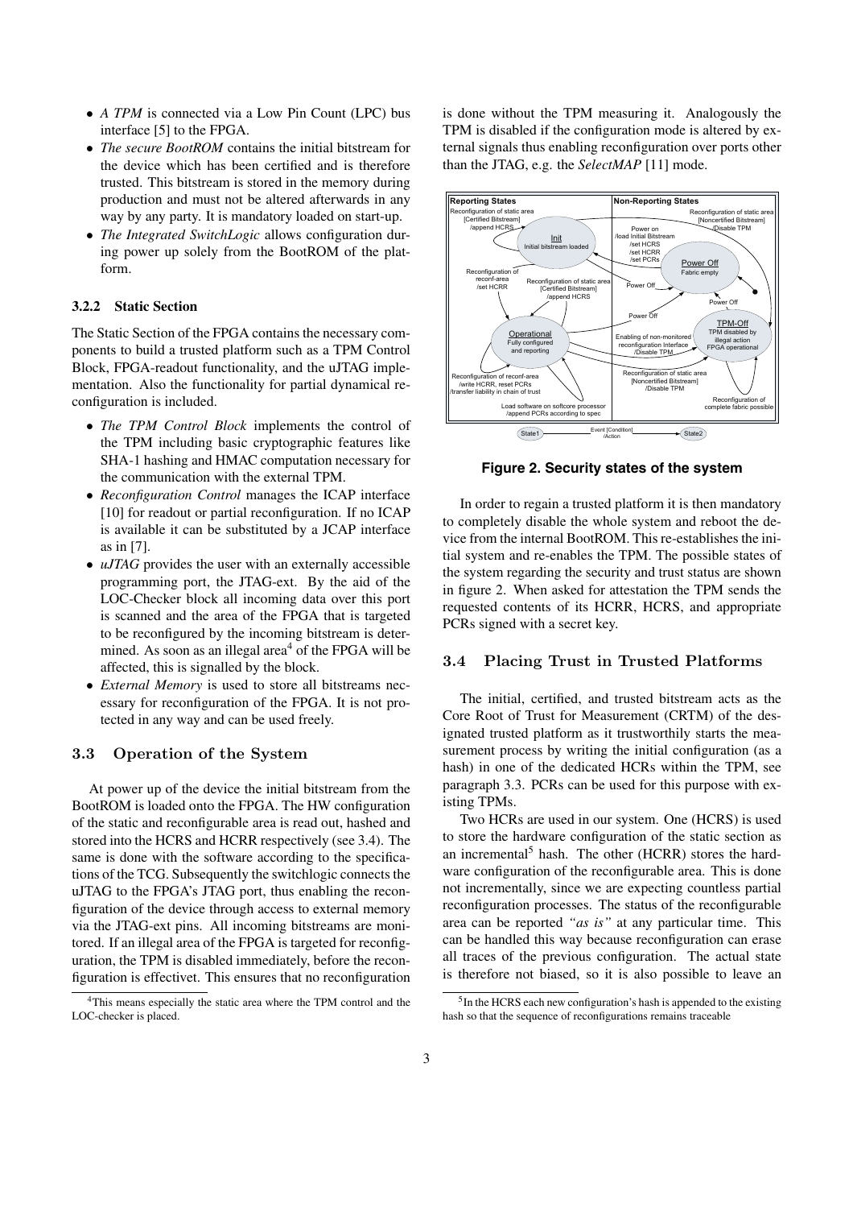- *A TPM* is connected via a Low Pin Count (LPC) bus interface [5] to the FPGA.
- *The secure BootROM* contains the initial bitstream for the device which has been certified and is therefore trusted. This bitstream is stored in the memory during production and must not be altered afterwards in any way by any party. It is mandatory loaded on start-up.
- *The Integrated SwitchLogic* allows configuration during power up solely from the BootROM of the platform.

#### 3.2.2 Static Section

The Static Section of the FPGA contains the necessary components to build a trusted platform such as a TPM Control Block, FPGA-readout functionality, and the uJTAG implementation. Also the functionality for partial dynamical reconfiguration is included.

- *The TPM Control Block* implements the control of the TPM including basic cryptographic features like SHA-1 hashing and HMAC computation necessary for the communication with the external TPM.
- *Reconfiguration Control* manages the ICAP interface [10] for readout or partial reconfiguration. If no ICAP is available it can be substituted by a JCAP interface as in [7].
- *uJTAG* provides the user with an externally accessible programming port, the JTAG-ext. By the aid of the LOC-Checker block all incoming data over this port is scanned and the area of the FPGA that is targeted to be reconfigured by the incoming bitstream is determined. As soon as an illegal area[4] of the FPGA will be affected, this is signalled by the block.
- *External Memory* is used to store all bitstreams necessary for reconfiguration of the FPGA. It is not protected in any way and can be used freely.

### 3.3 Operation of the System

At power up of the device the initial bitstream from the BootROM is loaded onto the FPGA. The HW configuration of the static and reconfigurable area is read out, hashed and stored into the HCRS and HCRR respectively (see 3.4). The same is done with the software according to the specifications of the TCG. Subsequently the switchlogic connects the uJTAG to the FPGA's JTAG port, thus enabling the reconfiguration of the device through access to external memory via the JTAG-ext pins. All incoming bitstreams are monitored. If an illegal area of the FPGA is targeted for reconfiguration, the TPM is disabled immediately, before the reconfiguration is effectivet. This ensures that no reconfiguration is done without the TPM measuring it. Analogously the TPM is disabled if the configuration mode is altered by external signals thus enabling reconfiguration over ports other than the JTAG, e.g. the *SelectMAP* [11] mode.

**Figure 2. Security states of the system**

In order to regain a trusted platform it is then mandatory to completely disable the whole system and reboot the device from the internal BootROM. This re-establishes the initial system and re-enables the TPM. The possible states of the system regarding the security and trust status are shown in figure 2. When asked for attestation the TPM sends the requested contents of its HCRR, HCRS, and appropriate PCRs signed with a secret key.

### 3.4 Placing Trust in Trusted Platforms

The initial, certified, and trusted bitstream acts as the Core Root of Trust for Measurement (CRTM) of the designated trusted platform as it trustworthily starts the measurement process by writing the initial configuration (as a hash) in one of the dedicated HCRs within the TPM, see paragraph 3.3. PCRs can be used for this purpose with existing TPMs.

Two HCRs are used in our system. One (HCRS) is used to store the hardware configuration of the static section as an incremental[5] hash. The other (HCRR) stores the hardware configuration of the reconfigurable area. This is done not incrementally, since we are expecting countless partial reconfiguration processes. The status of the reconfigurable area can be reported *"as is"* at any particular time. This can be handled this way because reconfiguration can erase all traces of the previous configuration. The actual state is therefore not biased, so it is also possible to leave an

[4] This means especially the static area where the TPM control and the LOC-checker is placed.

[5] In the HCRS each new configuration's hash is appended to the existing hash so that the sequence of reconfigurations remains traceable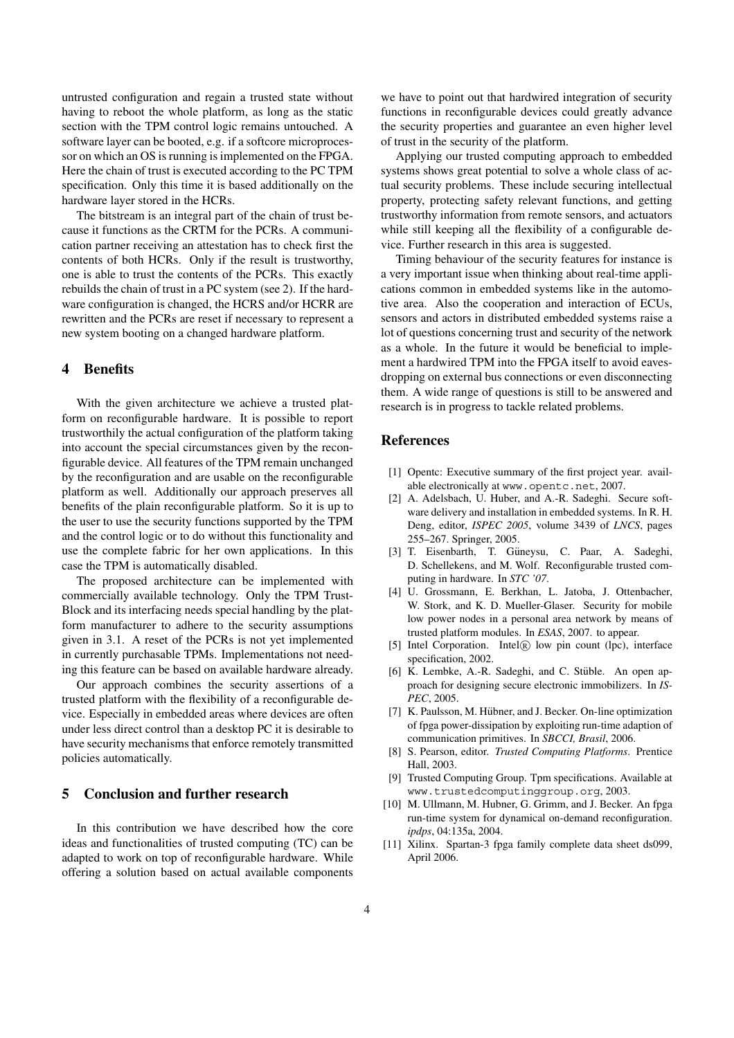untrusted configuration and regain a trusted state without having to reboot the whole platform, as long as the static section with the TPM control logic remains untouched. A software layer can be booted, e.g. if a softcore microprocessor on which an OS is running is implemented on the FPGA. Here the chain of trust is executed according to the PC TPM specification. Only this time it is based additionally on the hardware layer stored in the HCRs.

The bitstream is an integral part of the chain of trust because it functions as the CRTM for the PCRs. A communication partner receiving an attestation has to check first the contents of both HCRs. Only if the result is trustworthy, one is able to trust the contents of the PCRs. This exactly rebuilds the chain of trust in a PC system (see 2). If the hardware configuration is changed, the HCRS and/or HCRR are rewritten and the PCRs are reset if necessary to represent a new system booting on a changed hardware platform.

## 4 Benefits

With the given architecture we achieve a trusted platform on reconfigurable hardware. It is possible to report trustworthily the actual configuration of the platform taking into account the special circumstances given by the reconfigurable device. All features of the TPM remain unchanged by the reconfiguration and are usable on the reconfigurable platform as well. Additionally our approach preserves all benefits of the plain reconfigurable platform. So it is up to the user to use the security functions supported by the TPM and the control logic or to do without this functionality and use the complete fabric for her own applications. In this case the TPM is automatically disabled.

The proposed architecture can be implemented with commercially available technology. Only the TPM Trust-Block and its interfacing needs special handling by the platform manufacturer to adhere to the security assumptions given in 3.1. A reset of the PCRs is not yet implemented in currently purchasable TPMs. Implementations not needing this feature can be based on available hardware already.

Our approach combines the security assertions of a trusted platform with the flexibility of a reconfigurable device. Especially in embedded areas where devices are often under less direct control than a desktop PC it is desirable to have security mechanisms that enforce remotely transmitted policies automatically.

## 5 Conclusion and further research

In this contribution we have described how the core ideas and functionalities of trusted computing (TC) can be adapted to work on top of reconfigurable hardware. While offering a solution based on actual available components we have to point out that hardwired integration of security functions in reconfigurable devices could greatly advance the security properties and guarantee an even higher level of trust in the security of the platform.

Applying our trusted computing approach to embedded systems shows great potential to solve a whole class of actual security problems. These include securing intellectual property, protecting safety relevant functions, and getting trustworthy information from remote sensors, and actuators while still keeping all the flexibility of a configurable device. Further research in this area is suggested.

Timing behaviour of the security features for instance is a very important issue when thinking about real-time applications common in embedded systems like in the automotive area. Also the cooperation and interaction of ECUs, sensors and actors in distributed embedded systems raise a lot of questions concerning trust and security of the network as a whole. In the future it would be beneficial to implement a hardwired TPM into the FPGA itself to avoid eavesdropping on external bus connections or even disconnecting them. A wide range of questions is still to be answered and research is in progress to tackle related problems.

## References

[1] Opentc: Executive summary of the first project year. available electronically at www.opentc.net, 2007.

[2] A. Adelsbach, U. Huber, and A.-R. Sadeghi. Secure software delivery and installation in embedded systems. In R. H. Deng, editor, *ISPEC 2005*, volume 3439 of *LNCS*, pages 255–267. Springer, 2005.

[3] T. Eisenbarth, T. Güneysu, C. Paar, A. Sadeghi, D. Schellekens, and M. Wolf. Reconfigurable trusted computing in hardware. In *STC '07*.

[4] U. Grossmann, E. Berkhan, L. Jatoba, J. Ottenbacher, W. Stork, and K. D. Mueller-Glaser. Security for mobile low power nodes in a personal area network by means of trusted platform modules. In *ESAS*, 2007. to appear.

[5] Intel Corporation. Intel® low pin count (lpc), interface specification, 2002.

[6] K. Lembke, A.-R. Sadeghi, and C. Stüble. An open approach for designing secure electronic immobilizers. In *ISPEC*, 2005.

[7] K. Paulsson, M. Hübner, and J. Becker. On-line optimization of fpga power-dissipation by exploiting run-time adaption of communication primitives. In *SBCCI, Brasil*, 2006.

[8] S. Pearson, editor. *Trusted Computing Platforms*. Prentice Hall, 2003.

[9] Trusted Computing Group. Tpm specifications. Available at www.trustedcomputinggroup.org, 2003.

[10] M. Ullmann, M. Hubner, G. Grimm, and J. Becker. An fpga run-time system for dynamical on-demand reconfiguration. *ipdps*, 04:135a, 2004.

[11] Xilinx. Spartan-3 fpga family complete data sheet ds099, April 2006.